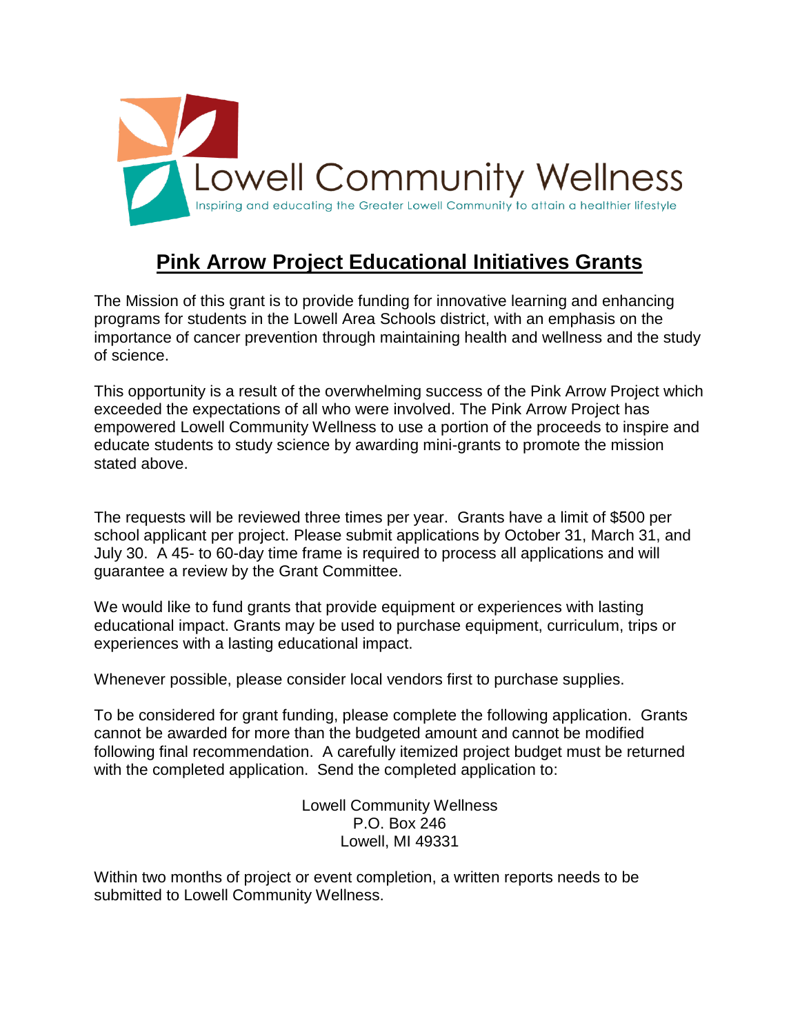Lowell Community Wellness

Inspiring and educating the Greater Lowell Community to attain a healthier lifestyle

# Pink Arrow Project Educational Initiatives Grants

The Mission of this grant is to provide funding for innovative learning and enhancing programs for students in the Lowell Area Schools district, with an emphasis on the importance of cancer prevention through maintaining health and wellness and the study of science.

This opportunity is a result of the overwhelming success of the Pink Arrow Project which exceeded the expectations of all who were involved. The Pink Arrow Project has empowered Lowell Community Wellness to use a portion of the proceeds to inspire and educate students to study science by awarding mini-grants to promote the mission stated above.

The requests will be reviewed three times per year. Grants have a limit of $500 per school applicant per project. Please submit applications by October 31, March 31, and July 30. A 45- to 60-day time frame is required to process all applications and will guarantee a review by the Grant Committee.

We would like to fund grants that provide equipment or experiences with lasting educational impact. Grants may be used to purchase equipment, curriculum, trips or experiences with a lasting educational impact.

Whenever possible, please consider local vendors first to purchase supplies.

To be considered for grant funding, please complete the following application. Grants cannot be awarded for more than the budgeted amount and cannot be modified following final recommendation. A carefully itemized project budget must be returned with the completed application. Send the completed application to:

Lowell Community Wellness
P.O. Box 246
Lowell, MI 49331

Within two months of project or event completion, a written reports needs to be submitted to Lowell Community Wellness.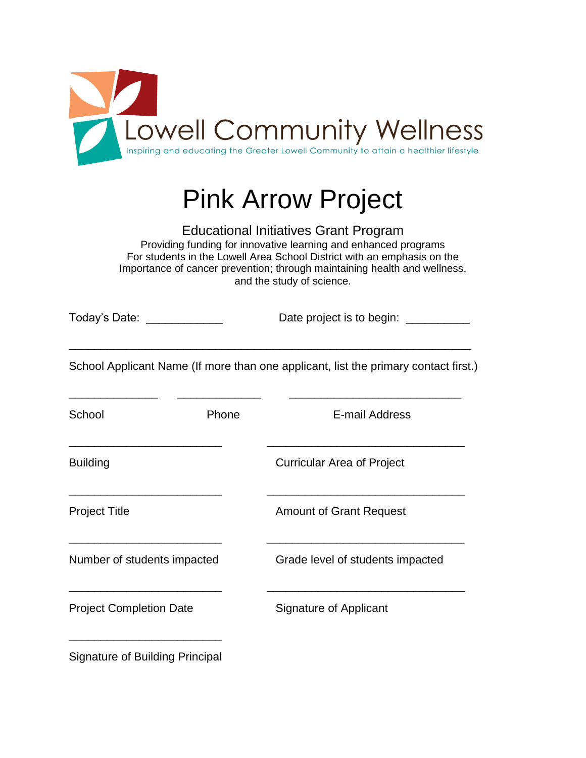Lowell Community Wellness

Inspiring and educating the Greater Lowell Community to attain a healthier lifestyle

# Pink Arrow Project

## Educational Initiatives Grant Program

Providing funding for innovative learning and enhanced programs
For students in the Lowell Area School District with an emphasis on the Importance of cancer prevention; through maintaining health and wellness, and the study of science.

Today's Date: ____________ Date project is to begin: __________

_______________________________________________________________

School Applicant Name (If more than one applicant, list the primary contact first.)

______________ _____________ ___________________________

School Phone E-mail Address

________________________ _______________________________

Building Curricular Area of Project

________________________ _______________________________

Project Title Amount of Grant Request

________________________ _______________________________

Number of students impacted Grade level of students impacted

________________________ _______________________________

Project Completion Date Signature of Applicant

________________________

Signature of Building Principal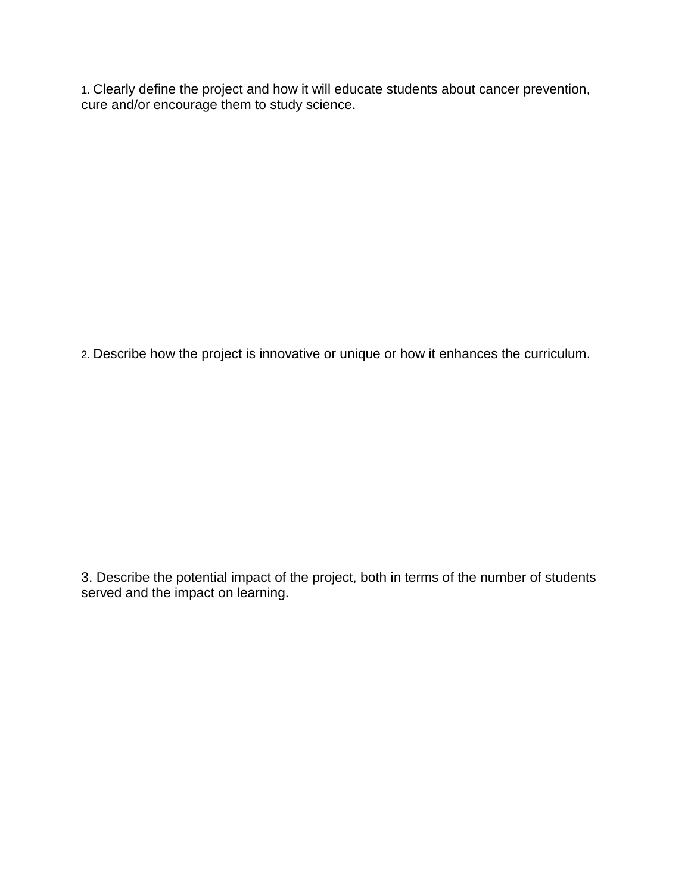1. Clearly define the project and how it will educate students about cancer prevention, cure and/or encourage them to study science.

2. Describe how the project is innovative or unique or how it enhances the curriculum.

3. Describe the potential impact of the project, both in terms of the number of students served and the impact on learning.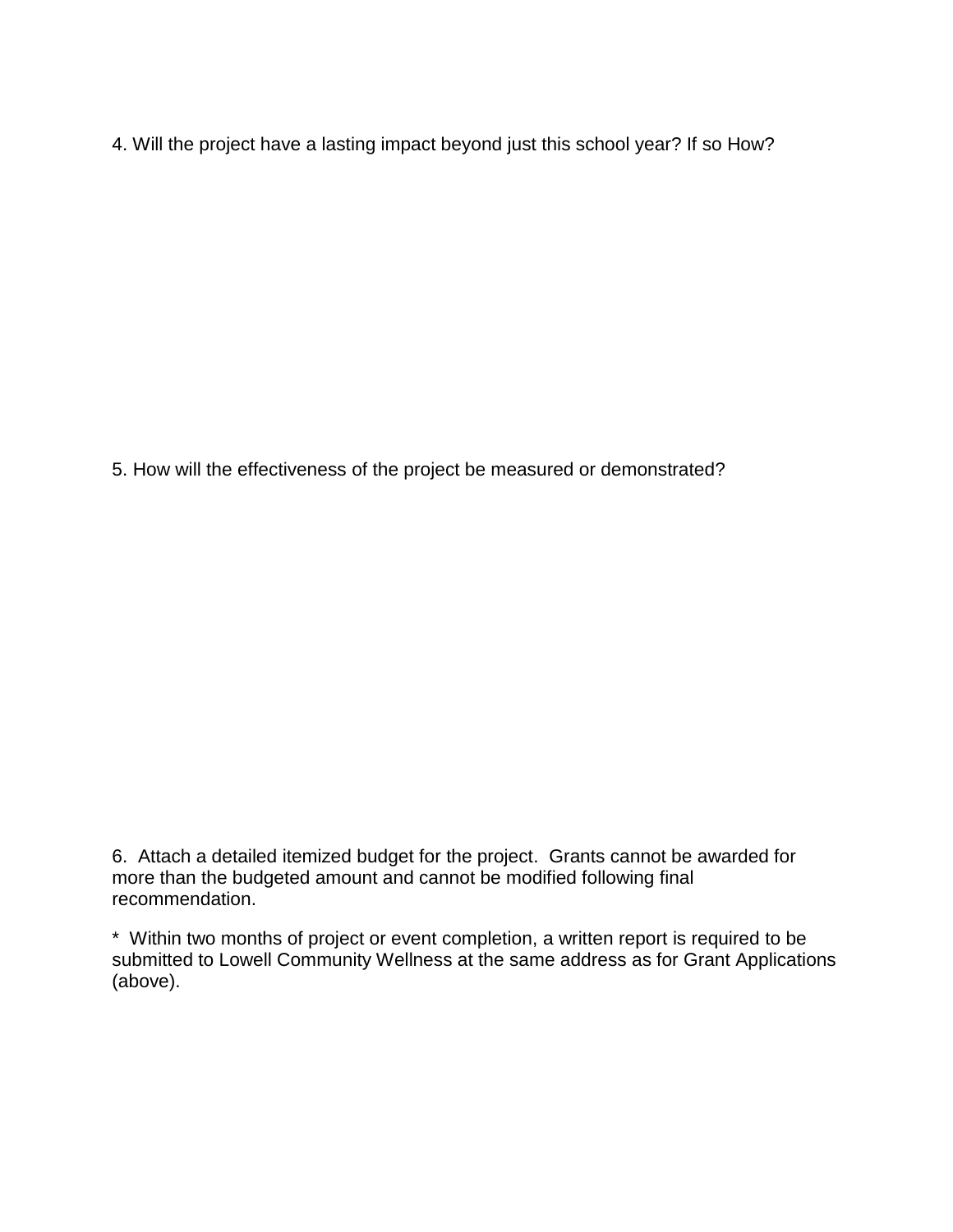4. Will the project have a lasting impact beyond just this school year? If so How?

5. How will the effectiveness of the project be measured or demonstrated?

6. Attach a detailed itemized budget for the project. Grants cannot be awarded for more than the budgeted amount and cannot be modified following final recommendation.

* Within two months of project or event completion, a written report is required to be submitted to Lowell Community Wellness at the same address as for Grant Applications (above).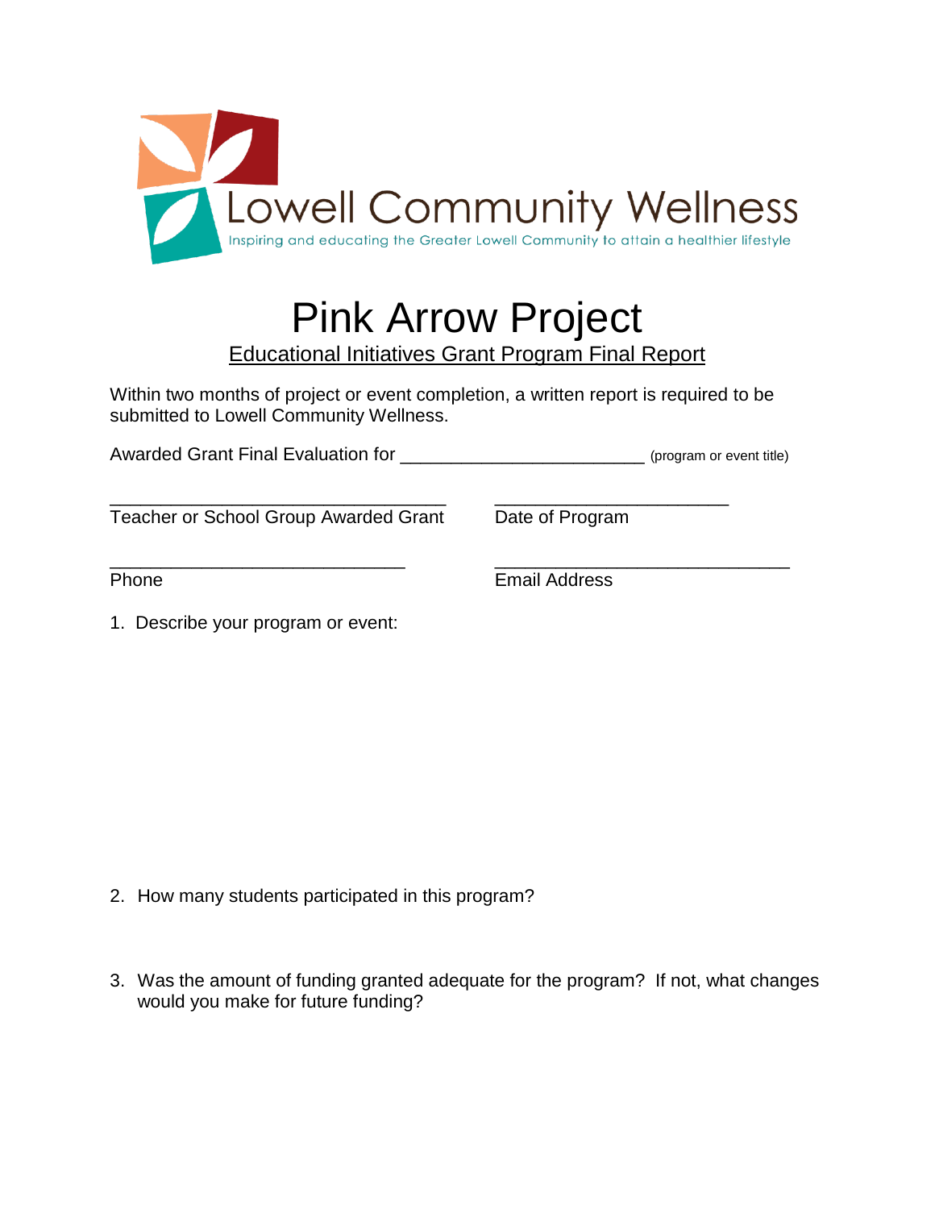Lowell Community Wellness

Inspiring and educating the Greater Lowell Community to attain a healthier lifestyle

# Pink Arrow Project

## Educational Initiatives Grant Program Final Report

Within two months of project or event completion, a written report is required to be submitted to Lowell Community Wellness.

Awarded Grant Final Evaluation for ________________________ (program or event title)

_________________________________ Teacher or School Group Awarded Grant

_______________________ Date of Program

_____________________________ Phone

_____________________________ Email Address

1. Describe your program or event:

2. How many students participated in this program?

3. Was the amount of funding granted adequate for the program? If not, what changes would you make for future funding?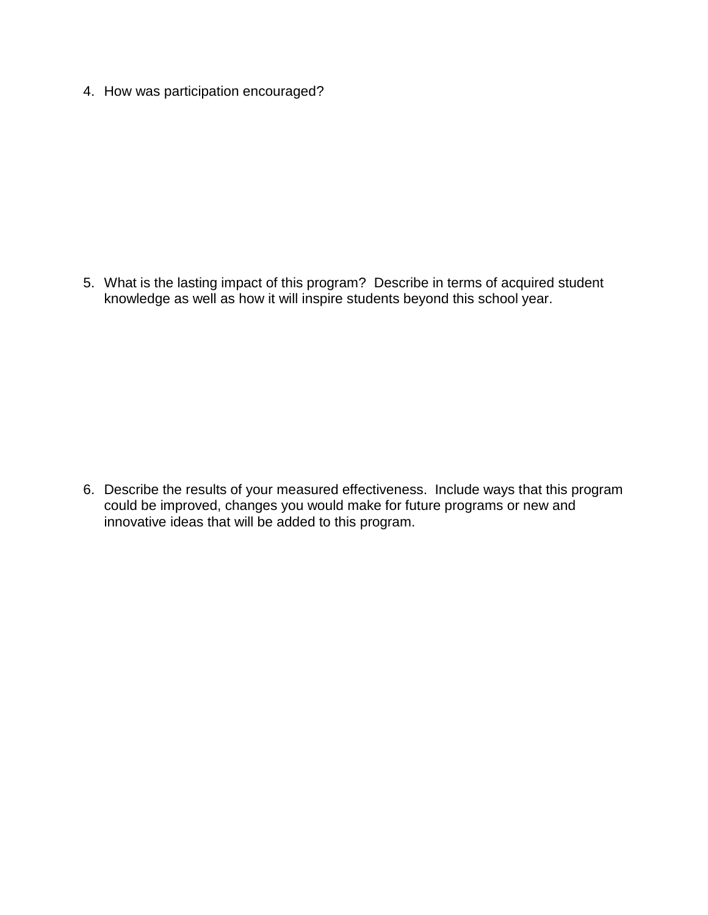4. How was participation encouraged?

5. What is the lasting impact of this program? Describe in terms of acquired student knowledge as well as how it will inspire students beyond this school year.

6. Describe the results of your measured effectiveness. Include ways that this program could be improved, changes you would make for future programs or new and innovative ideas that will be added to this program.